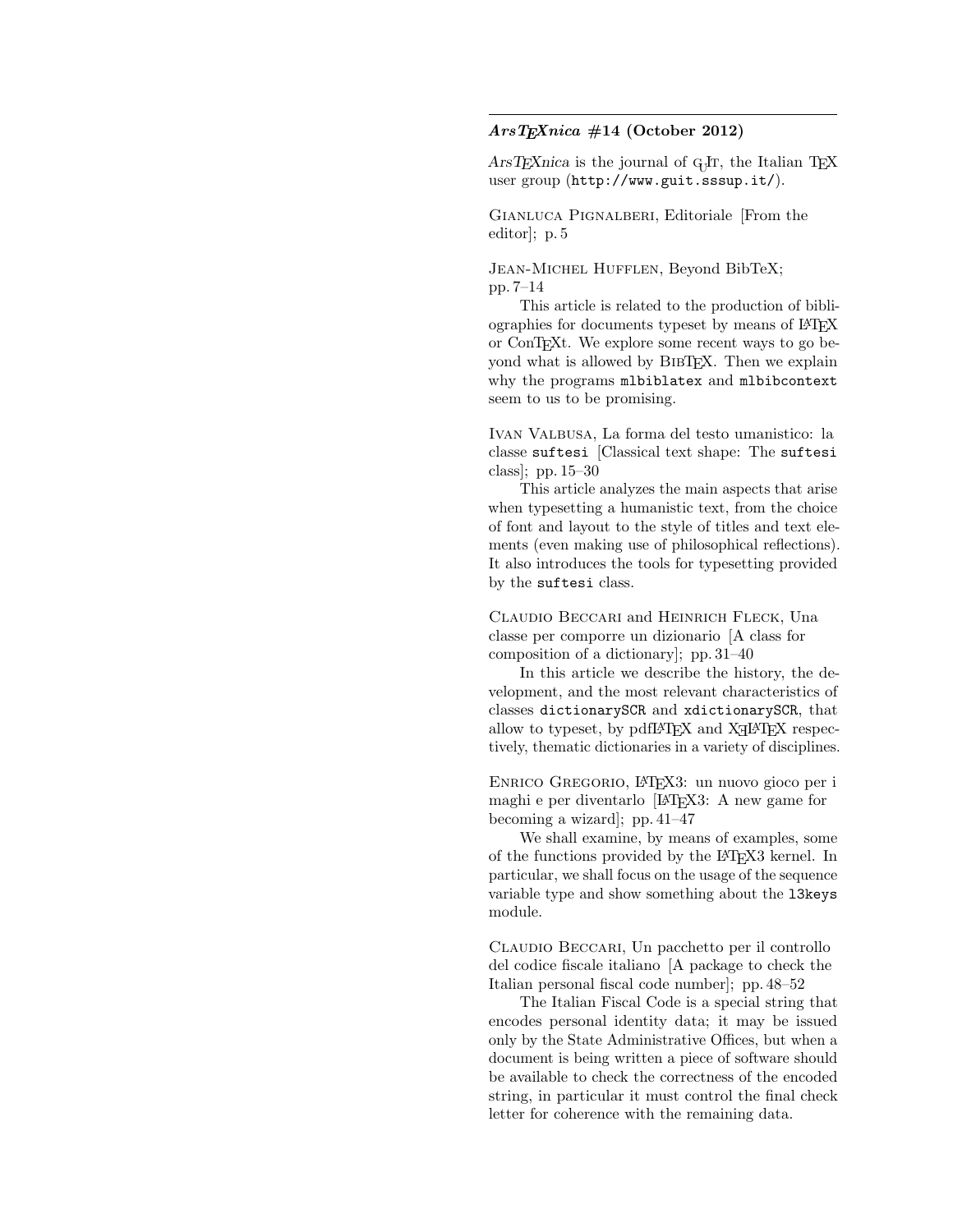### *ArsTEXnica* #14 (October 2012)

*ArsTEXnica* is the journal of GuIT, the Italian TEX user group (`http://www.guit.sssup.it/`).

Gianluca Pignalberi, Editoriale [From the editor]; p. 5

Jean-Michel Hufflen, Beyond BibTeX; pp. 7–14

This article is related to the production of bibliographies for documents typeset by means of LATEX or ConTEXt. We explore some recent ways to go beyond what is allowed by BibTEX. Then we explain why the programs `mlbiblatex` and `mlbibcontext` seem to us to be promising.

Ivan Valbusa, La forma del testo umanistico: la classe `suftesi` [Classical text shape: The `suftesi` class]; pp. 15–30

This article analyzes the main aspects that arise when typesetting a humanistic text, from the choice of font and layout to the style of titles and text elements (even making use of philosophical reflections). It also introduces the tools for typesetting provided by the `suftesi` class.

Claudio Beccari and Heinrich Fleck, Una classe per comporre un dizionario [A class for composition of a dictionary]; pp. 31–40

In this article we describe the history, the development, and the most relevant characteristics of classes `dictionarySCR` and `xdictionarySCR`, that allow to typeset, by pdfLATEX and XeLATEX respectively, thematic dictionaries in a variety of disciplines.

Enrico Gregorio, LATEX3: un nuovo gioco per i maghi e per diventarlo [LATEX3: A new game for becoming a wizard]; pp. 41–47

We shall examine, by means of examples, some of the functions provided by the LATEX3 kernel. In particular, we shall focus on the usage of the sequence variable type and show something about the `l3keys` module.

Claudio Beccari, Un pacchetto per il controllo del codice fiscale italiano [A package to check the Italian personal fiscal code number]; pp. 48–52

The Italian Fiscal Code is a special string that encodes personal identity data; it may be issued only by the State Administrative Offices, but when a document is being written a piece of software should be available to check the correctness of the encoded string, in particular it must control the final check letter for coherence with the remaining data.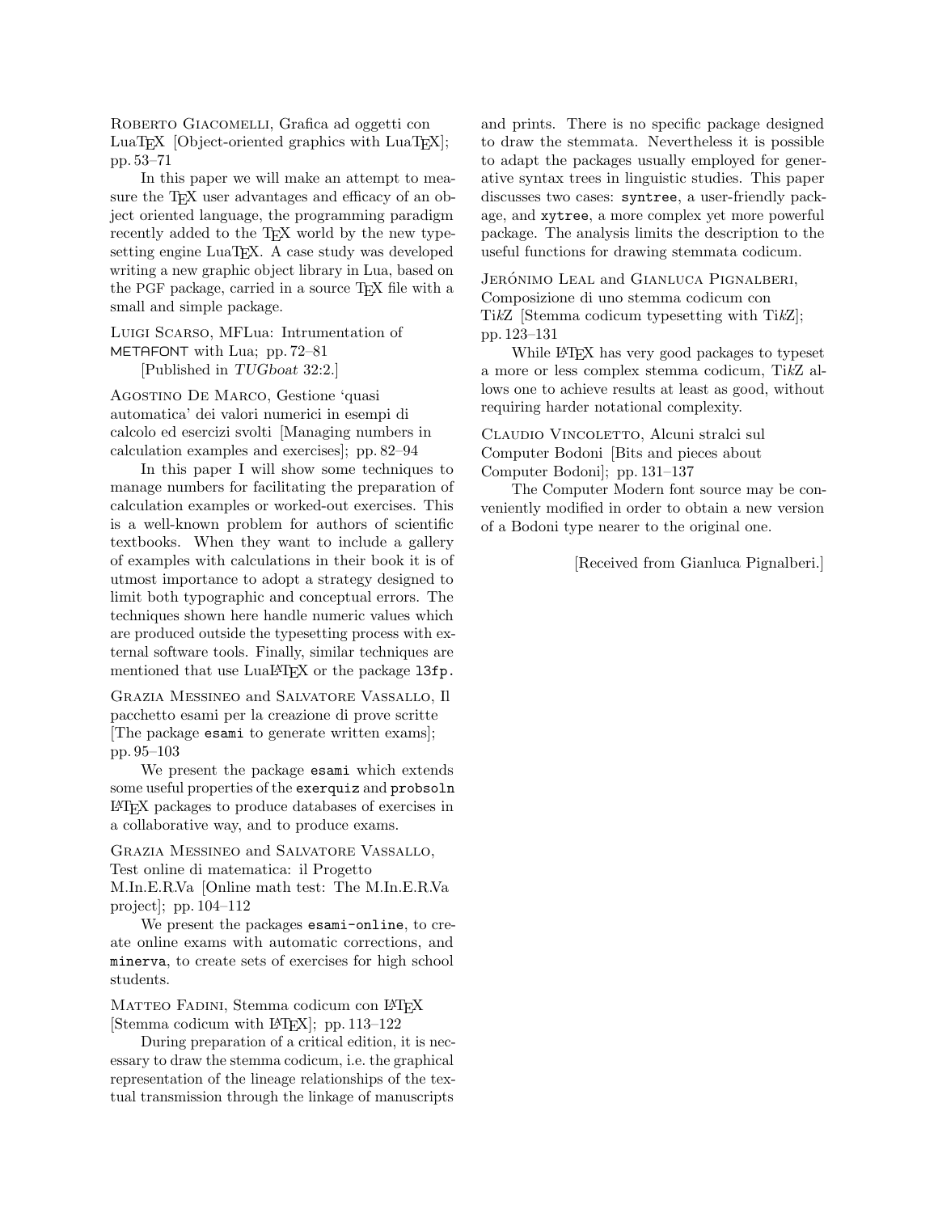Roberto Giacomelli, Grafica ad oggetti con LuaTeX [Object-oriented graphics with LuaTeX]; pp. 53–71

In this paper we will make an attempt to measure the TeX user advantages and efficacy of an object oriented language, the programming paradigm recently added to the TeX world by the new typesetting engine LuaTeX. A case study was developed writing a new graphic object library in Lua, based on the PGF package, carried in a source TeX file with a small and simple package.

Luigi Scarso, MFLua: Intrumentation of METAFONT with Lua; pp. 72–81

[Published in *TUGboat* 32:2.]

Agostino De Marco, Gestione 'quasi automatica' dei valori numerici in esempi di calcolo ed esercizi svolti [Managing numbers in calculation examples and exercises]; pp. 82–94

In this paper I will show some techniques to manage numbers for facilitating the preparation of calculation examples or worked-out exercises. This is a well-known problem for authors of scientific textbooks. When they want to include a gallery of examples with calculations in their book it is of utmost importance to adopt a strategy designed to limit both typographic and conceptual errors. The techniques shown here handle numeric values which are produced outside the typesetting process with external software tools. Finally, similar techniques are mentioned that use LuaLaTeX or the package `l3fp`.

Grazia Messineo and Salvatore Vassallo, Il pacchetto esami per la creazione di prove scritte [The package `esami` to generate written exams]; pp. 95–103

We present the package `esami` which extends some useful properties of the `exerquiz` and `probsoln` LaTeX packages to produce databases of exercises in a collaborative way, and to produce exams.

Grazia Messineo and Salvatore Vassallo, Test online di matematica: il Progetto M.In.E.R.Va [Online math test: The M.In.E.R.Va project]; pp. 104–112

We present the packages `esami-online`, to create online exams with automatic corrections, and `minerva`, to create sets of exercises for high school students.

Matteo Fadini, Stemma codicum con LaTeX [Stemma codicum with LaTeX]; pp. 113–122

During preparation of a critical edition, it is necessary to draw the stemma codicum, i.e. the graphical representation of the lineage relationships of the textual transmission through the linkage of manuscripts and prints. There is no specific package designed to draw the stemmata. Nevertheless it is possible to adapt the packages usually employed for generative syntax trees in linguistic studies. This paper discusses two cases: `syntree`, a user-friendly package, and `xytree`, a more complex yet more powerful package. The analysis limits the description to the useful functions for drawing stemmata codicum.

Jerónimo Leal and Gianluca Pignalberi, Composizione di uno stemma codicum con Ti*k*Z [Stemma codicum typesetting with Ti*k*Z]; pp. 123–131

While LaTeX has very good packages to typeset a more or less complex stemma codicum, Ti*k*Z allows one to achieve results at least as good, without requiring harder notational complexity.

Claudio Vincoletto, Alcuni stralci sul Computer Bodoni [Bits and pieces about Computer Bodoni]; pp. 131–137

The Computer Modern font source may be conveniently modified in order to obtain a new version of a Bodoni type nearer to the original one.

[Received from Gianluca Pignalberi.]